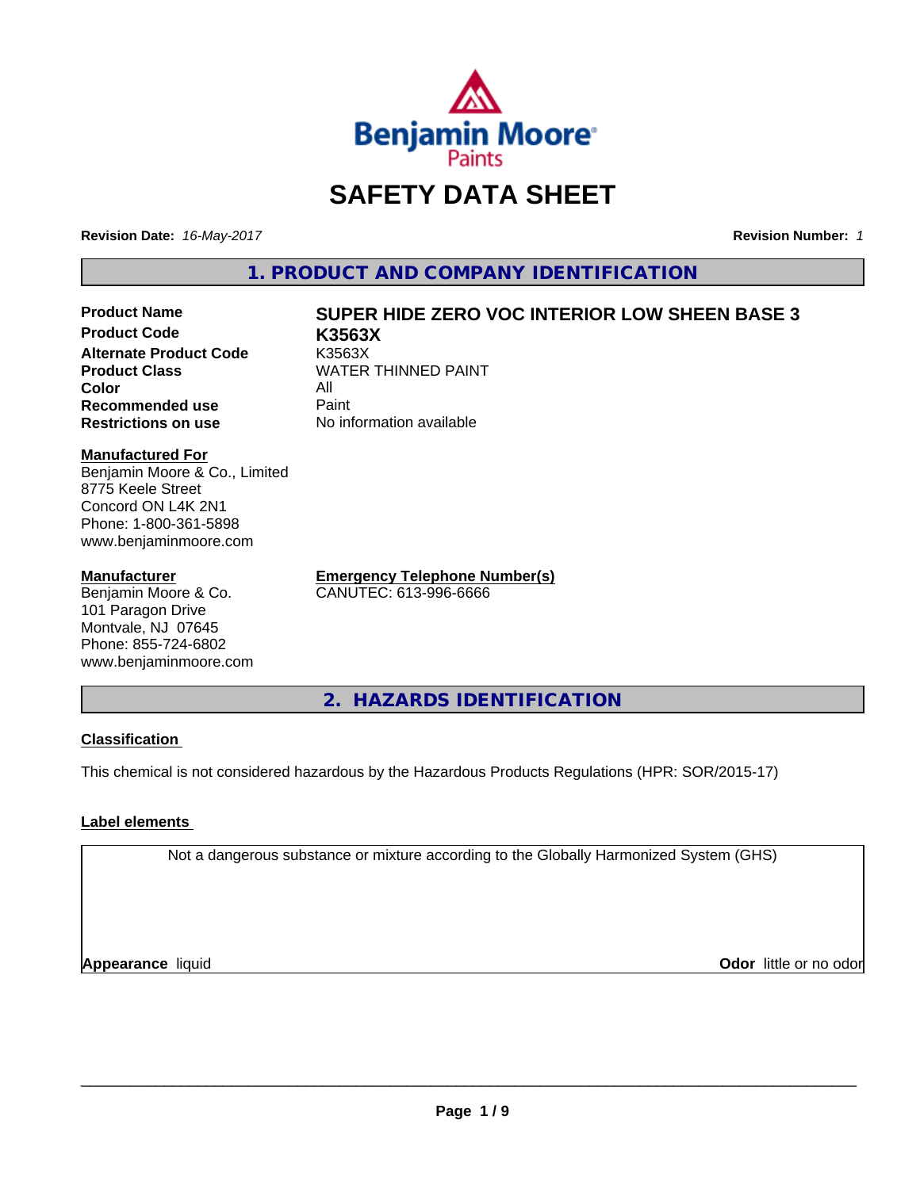# SAFETY DATA SHEET

**Revision Date:** *16-May-2017*

**Revision Number:** *1*

## 1. PRODUCT AND COMPANY IDENTIFICATION

| | |
|---|---|
| **Product Name** | **SUPER HIDE ZERO VOC INTERIOR LOW SHEEN BASE 3** |
| **Product Code** | **K3563X** |
| **Alternate Product Code** | K3563X |
| **Product Class** | WATER THINNED PAINT |
| **Color** | All |
| **Recommended use** | Paint |
| **Restrictions on use** | No information available |

**Manufactured For**
Benjamin Moore & Co., Limited
8775 Keele Street
Concord ON L4K 2N1
Phone: 1-800-361-5898
www.benjaminmoore.com

**Manufacturer**
Benjamin Moore & Co.
101 Paragon Drive
Montvale, NJ 07645
Phone: 855-724-6802
www.benjaminmoore.com

**Emergency Telephone Number(s)**
CANUTEC: 613-996-6666

## 2. HAZARDS IDENTIFICATION

**Classification**

This chemical is not considered hazardous by the Hazardous Products Regulations (HPR: SOR/2015-17)

**Label elements**

Not a dangerous substance or mixture according to the Globally Harmonized System (GHS)

**Appearance** liquid

**Odor** little or no odor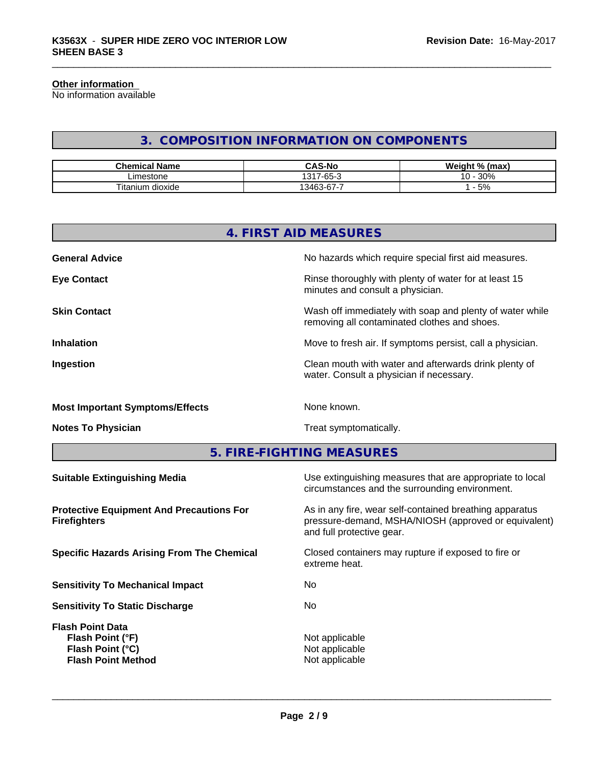**Other information**
No information available

## 3. COMPOSITION INFORMATION ON COMPONENTS

| Chemical Name | CAS-No | Weight % (max) |
|---|---|---|
| Limestone | 1317-65-3 | 10 - 30% |
| Titanium dioxide | 13463-67-7 | 1 - 5% |

## 4. FIRST AID MEASURES

**General Advice** No hazards which require special first aid measures.

**Eye Contact** Rinse thoroughly with plenty of water for at least 15 minutes and consult a physician.

**Skin Contact** Wash off immediately with soap and plenty of water while removing all contaminated clothes and shoes.

**Inhalation** Move to fresh air. If symptoms persist, call a physician.

**Ingestion** Clean mouth with water and afterwards drink plenty of water. Consult a physician if necessary.

**Most Important Symptoms/Effects** None known.

**Notes To Physician** Treat symptomatically.

## 5. FIRE-FIGHTING MEASURES

**Suitable Extinguishing Media** Use extinguishing measures that are appropriate to local circumstances and the surrounding environment.

**Protective Equipment And Precautions For Firefighters** As in any fire, wear self-contained breathing apparatus pressure-demand, MSHA/NIOSH (approved or equivalent) and full protective gear.

**Specific Hazards Arising From The Chemical** Closed containers may rupture if exposed to fire or extreme heat.

**Sensitivity To Mechanical Impact** No

**Sensitivity To Static Discharge** No

**Flash Point Data**
**Flash Point (°F)** Not applicable
**Flash Point (°C)** Not applicable
**Flash Point Method** Not applicable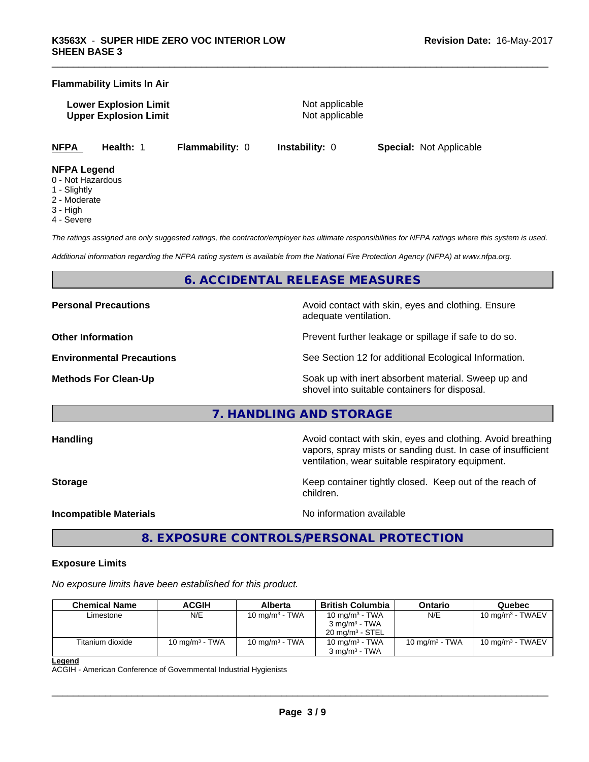**Flammability Limits In Air**

**Lower Explosion Limit** Not applicable
**Upper Explosion Limit** Not applicable

**NFPA** **Health:** 1 **Flammability:** 0 **Instability:** 0 **Special:** Not Applicable

**NFPA Legend**
0 - Not Hazardous
1 - Slightly
2 - Moderate
3 - High
4 - Severe

*The ratings assigned are only suggested ratings, the contractor/employer has ultimate responsibilities for NFPA ratings where this system is used.*

*Additional information regarding the NFPA rating system is available from the National Fire Protection Agency (NFPA) at www.nfpa.org.*

## 6. ACCIDENTAL RELEASE MEASURES

**Personal Precautions** Avoid contact with skin, eyes and clothing. Ensure adequate ventilation.

**Other Information** Prevent further leakage or spillage if safe to do so.

**Environmental Precautions** See Section 12 for additional Ecological Information.

**Methods For Clean-Up** Soak up with inert absorbent material. Sweep up and shovel into suitable containers for disposal.

## 7. HANDLING AND STORAGE

**Handling** Avoid contact with skin, eyes and clothing. Avoid breathing vapors, spray mists or sanding dust. In case of insufficient ventilation, wear suitable respiratory equipment.

**Storage** Keep container tightly closed. Keep out of the reach of children.

**Incompatible Materials** No information available

## 8. EXPOSURE CONTROLS/PERSONAL PROTECTION

### Exposure Limits

*No exposure limits have been established for this product.*

| Chemical Name | ACGIH | Alberta | British Columbia | Ontario | Quebec |
|---|---|---|---|---|---|
| Limestone | N/E | 10 mg/m³ - TWA | 10 mg/m³ - TWA<br>3 mg/m³ - TWA<br>20 mg/m³ - STEL | N/E | 10 mg/m³ - TWAEV |
| Titanium dioxide | 10 mg/m³ - TWA | 10 mg/m³ - TWA | 10 mg/m³ - TWA<br>3 mg/m³ - TWA | 10 mg/m³ - TWA | 10 mg/m³ - TWAEV |

**Legend**
ACGIH - American Conference of Governmental Industrial Hygienists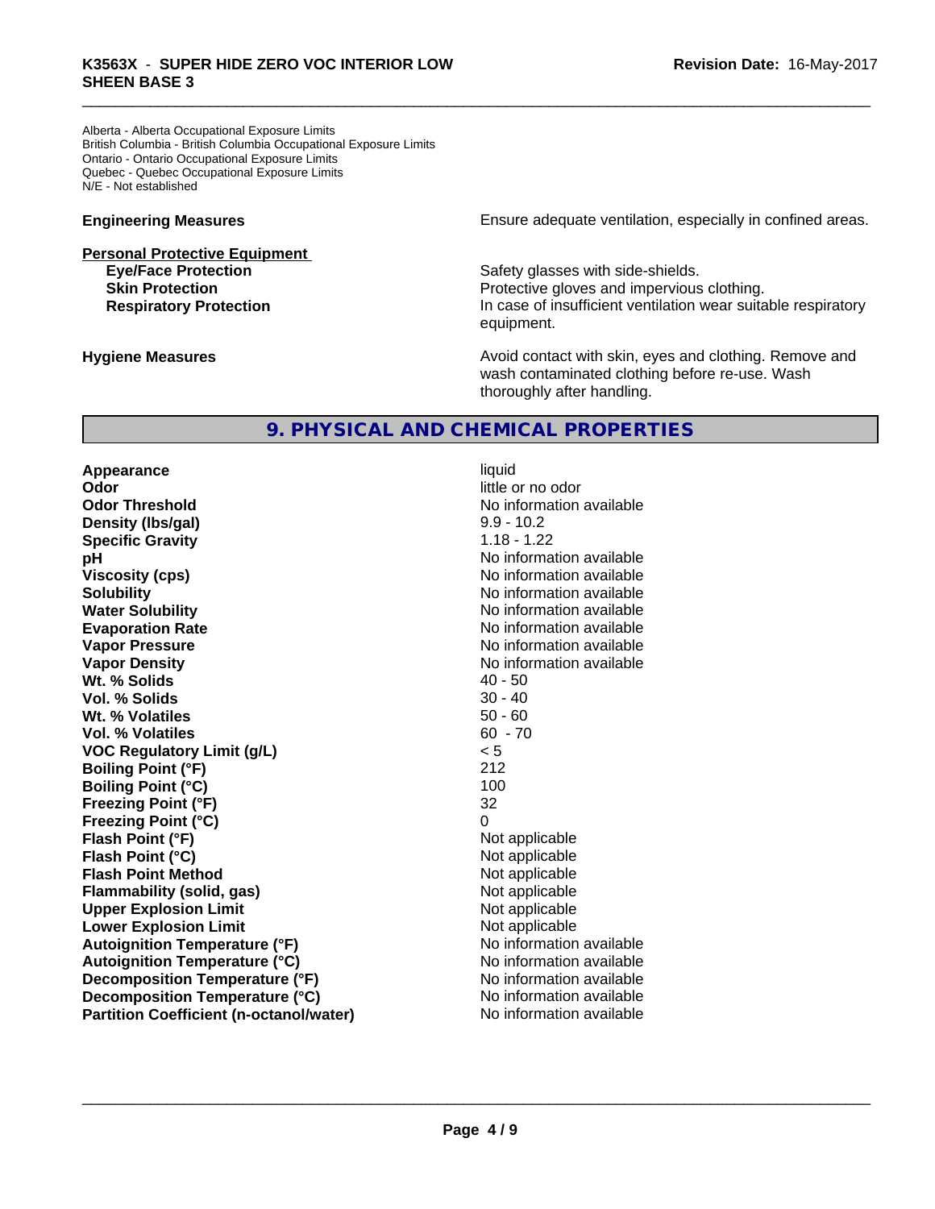Alberta - Alberta Occupational Exposure Limits
British Columbia - British Columbia Occupational Exposure Limits
Ontario - Ontario Occupational Exposure Limits
Quebec - Quebec Occupational Exposure Limits
N/E - Not established

**Engineering Measures** Ensure adequate ventilation, especially in confined areas.

**Personal Protective Equipment**

| | |
|---|---|
| **Eye/Face Protection** | Safety glasses with side-shields. |
| **Skin Protection** | Protective gloves and impervious clothing. |
| **Respiratory Protection** | In case of insufficient ventilation wear suitable respiratory equipment. |

**Hygiene Measures** Avoid contact with skin, eyes and clothing. Remove and wash contaminated clothing before re-use. Wash thoroughly after handling.

## 9. PHYSICAL AND CHEMICAL PROPERTIES

| | |
|---|---|
| **Appearance** | liquid |
| **Odor** | little or no odor |
| **Odor Threshold** | No information available |
| **Density (lbs/gal)** | 9.9 - 10.2 |
| **Specific Gravity** | 1.18 - 1.22 |
| **pH** | No information available |
| **Viscosity (cps)** | No information available |
| **Solubility** | No information available |
| **Water Solubility** | No information available |
| **Evaporation Rate** | No information available |
| **Vapor Pressure** | No information available |
| **Vapor Density** | No information available |
| **Wt. % Solids** | 40 - 50 |
| **Vol. % Solids** | 30 - 40 |
| **Wt. % Volatiles** | 50 - 60 |
| **Vol. % Volatiles** | 60 - 70 |
| **VOC Regulatory Limit (g/L)** | < 5 |
| **Boiling Point (°F)** | 212 |
| **Boiling Point (°C)** | 100 |
| **Freezing Point (°F)** | 32 |
| **Freezing Point (°C)** | 0 |
| **Flash Point (°F)** | Not applicable |
| **Flash Point (°C)** | Not applicable |
| **Flash Point Method** | Not applicable |
| **Flammability (solid, gas)** | Not applicable |
| **Upper Explosion Limit** | Not applicable |
| **Lower Explosion Limit** | Not applicable |
| **Autoignition Temperature (°F)** | No information available |
| **Autoignition Temperature (°C)** | No information available |
| **Decomposition Temperature (°F)** | No information available |
| **Decomposition Temperature (°C)** | No information available |
| **Partition Coefficient (n-octanol/water)** | No information available |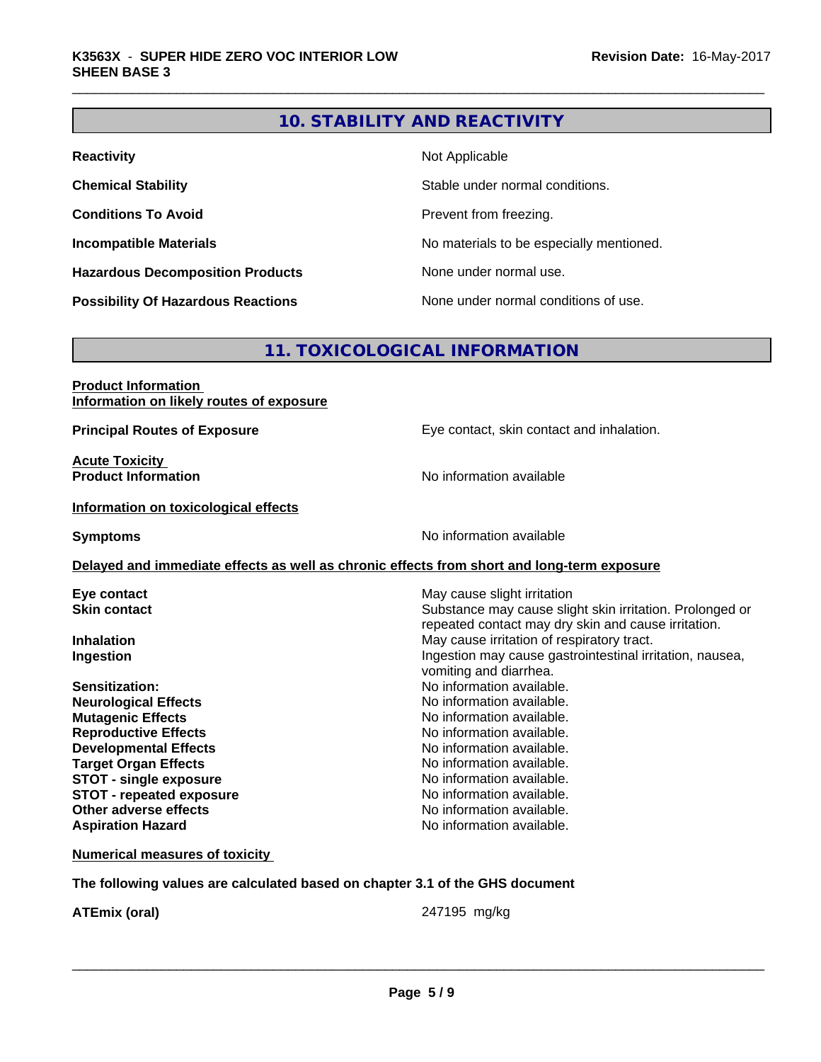## 10. STABILITY AND REACTIVITY

| | |
|---|---|
| **Reactivity** | Not Applicable |
| **Chemical Stability** | Stable under normal conditions. |
| **Conditions To Avoid** | Prevent from freezing. |
| **Incompatible Materials** | No materials to be especially mentioned. |
| **Hazardous Decomposition Products** | None under normal use. |
| **Possibility Of Hazardous Reactions** | None under normal conditions of use. |

## 11. TOXICOLOGICAL INFORMATION

**Product Information**
**Information on likely routes of exposure**

| | |
|---|---|
| **Principal Routes of Exposure** | Eye contact, skin contact and inhalation. |

**Acute Toxicity**

| | |
|---|---|
| **Product Information** | No information available |

**Information on toxicological effects**

| | |
|---|---|
| **Symptoms** | No information available |

**Delayed and immediate effects as well as chronic effects from short and long-term exposure**

| | |
|---|---|
| **Eye contact** | May cause slight irritation |
| **Skin contact** | Substance may cause slight skin irritation. Prolonged or repeated contact may dry skin and cause irritation. |
| **Inhalation** | May cause irritation of respiratory tract. |
| **Ingestion** | Ingestion may cause gastrointestinal irritation, nausea, vomiting and diarrhea. |
| **Sensitization:** | No information available. |
| **Neurological Effects** | No information available. |
| **Mutagenic Effects** | No information available. |
| **Reproductive Effects** | No information available. |
| **Developmental Effects** | No information available. |
| **Target Organ Effects** | No information available. |
| **STOT - single exposure** | No information available. |
| **STOT - repeated exposure** | No information available. |
| **Other adverse effects** | No information available. |
| **Aspiration Hazard** | No information available. |

**Numerical measures of toxicity**

**The following values are calculated based on chapter 3.1 of the GHS document**

| | |
|---|---|
| **ATEmix (oral)** | 247195 mg/kg |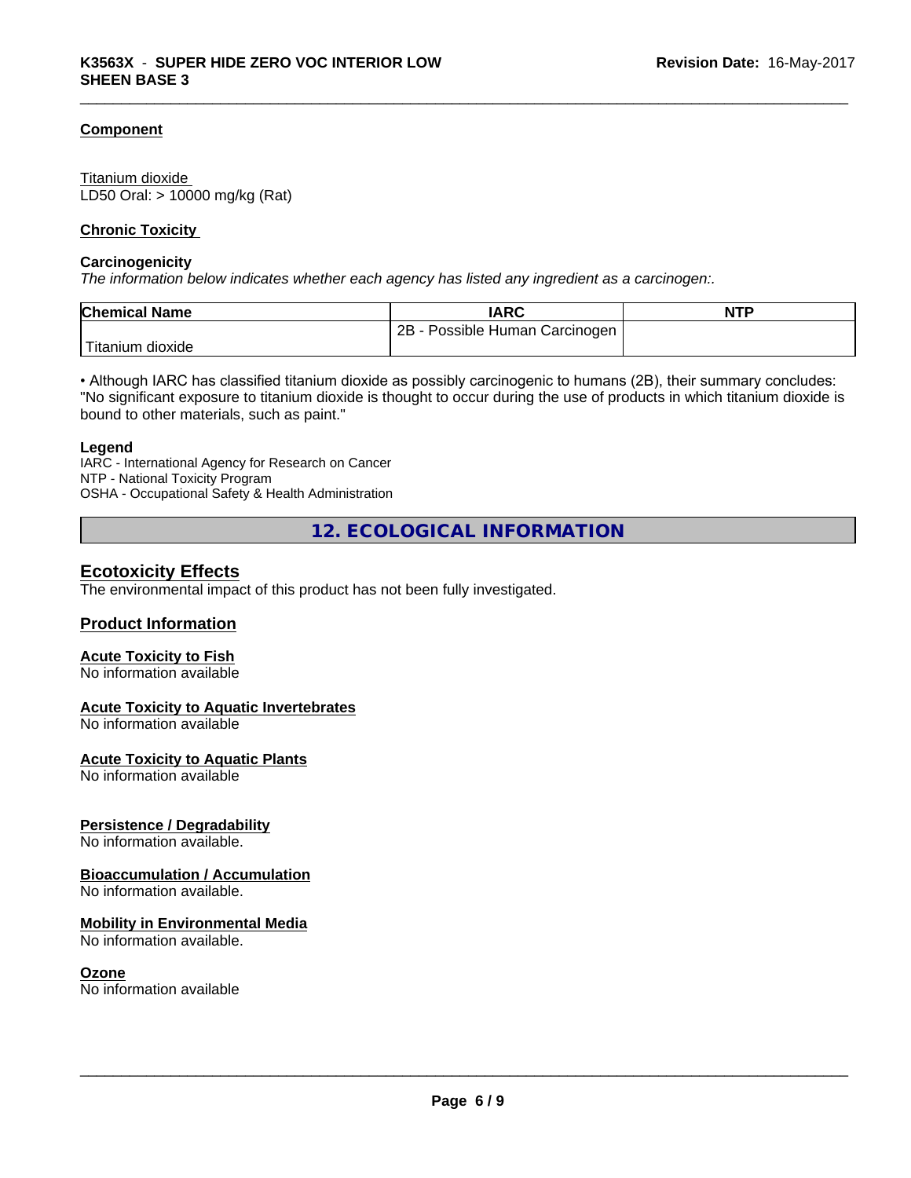**Component**

Titanium dioxide
LD50 Oral: > 10000 mg/kg (Rat)

**Chronic Toxicity**

**Carcinogenicity**

*The information below indicates whether each agency has listed any ingredient as a carcinogen:.*

| Chemical Name | IARC | NTP |
|---|---|---|
| Titanium dioxide | 2B - Possible Human Carcinogen | |

• Although IARC has classified titanium dioxide as possibly carcinogenic to humans (2B), their summary concludes: "No significant exposure to titanium dioxide is thought to occur during the use of products in which titanium dioxide is bound to other materials, such as paint."

**Legend**

IARC - International Agency for Research on Cancer
NTP - National Toxicity Program
OSHA - Occupational Safety & Health Administration

# 12. ECOLOGICAL INFORMATION

## Ecotoxicity Effects

The environmental impact of this product has not been fully investigated.

## Product Information

**Acute Toxicity to Fish**

No information available

**Acute Toxicity to Aquatic Invertebrates**

No information available

**Acute Toxicity to Aquatic Plants**

No information available

**Persistence / Degradability**

No information available.

**Bioaccumulation / Accumulation**

No information available.

**Mobility in Environmental Media**

No information available.

**Ozone**

No information available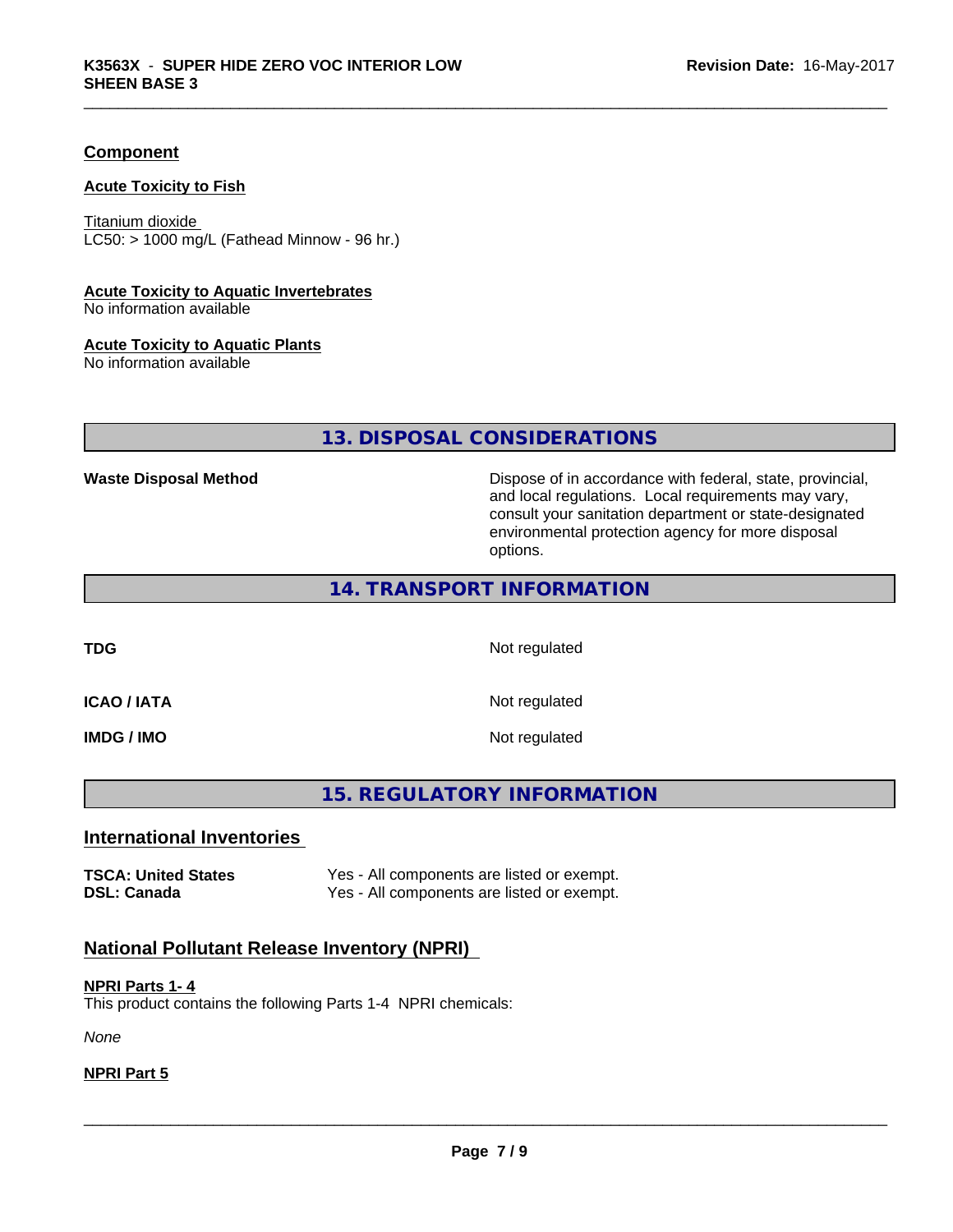## Component

**Acute Toxicity to Fish**

Titanium dioxide
LC50: > 1000 mg/L (Fathead Minnow - 96 hr.)

**Acute Toxicity to Aquatic Invertebrates**
No information available

**Acute Toxicity to Aquatic Plants**
No information available

## 13. DISPOSAL CONSIDERATIONS

| | |
|---|---|
| **Waste Disposal Method** | Dispose of in accordance with federal, state, provincial, and local regulations. Local requirements may vary, consult your sanitation department or state-designated environmental protection agency for more disposal options. |

## 14. TRANSPORT INFORMATION

| | |
|---|---|
| **TDG** | Not regulated |
| **ICAO / IATA** | Not regulated |
| **IMDG / IMO** | Not regulated |

## 15. REGULATORY INFORMATION

### International Inventories

| | |
|---|---|
| **TSCA: United States** | Yes - All components are listed or exempt. |
| **DSL: Canada** | Yes - All components are listed or exempt. |

### National Pollutant Release Inventory (NPRI)

**NPRI Parts 1- 4**
This product contains the following Parts 1-4 NPRI chemicals:

*None*

**NPRI Part 5**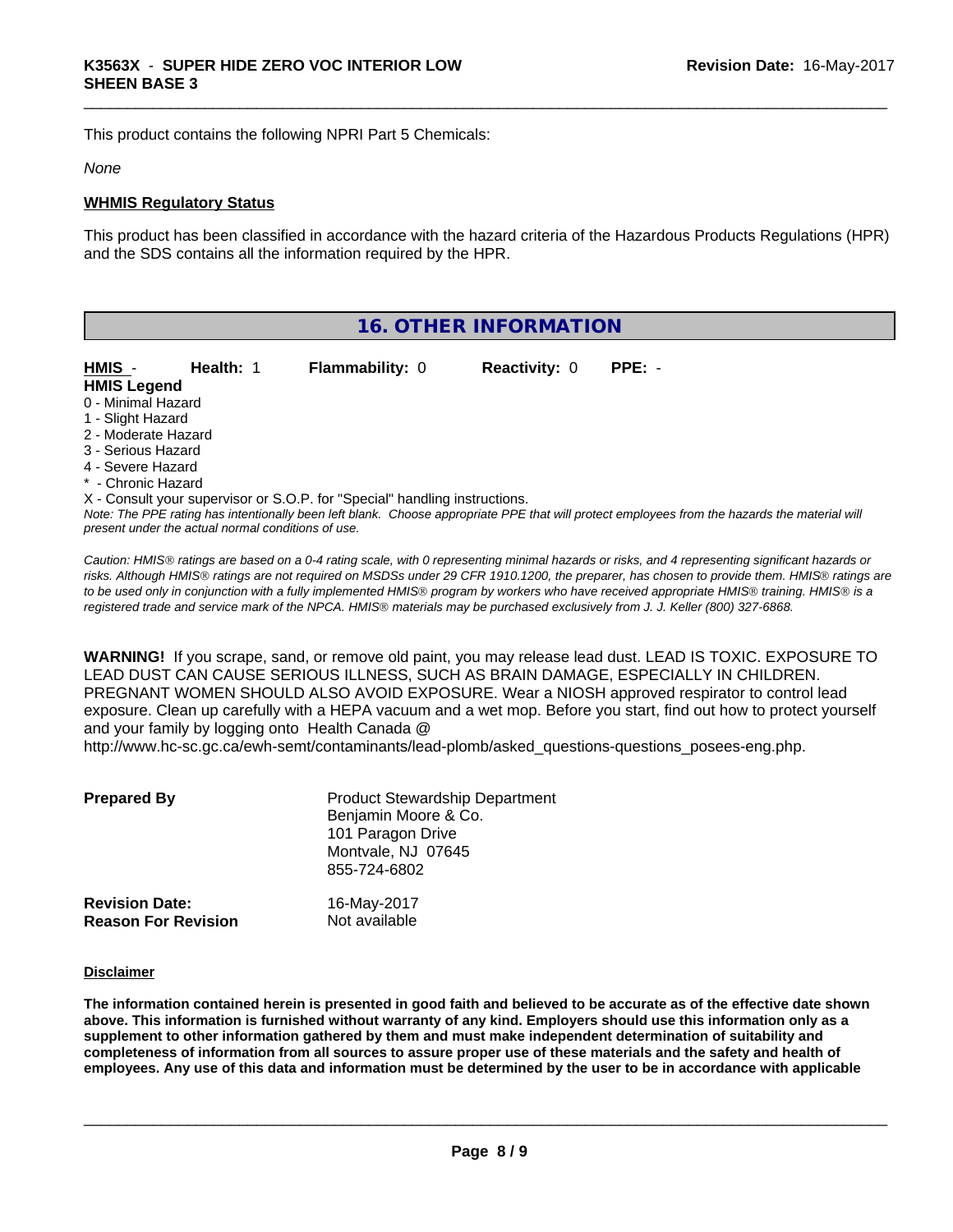This product contains the following NPRI Part 5 Chemicals:

*None*

**WHMIS Regulatory Status**

This product has been classified in accordance with the hazard criteria of the Hazardous Products Regulations (HPR) and the SDS contains all the information required by the HPR.

## 16. OTHER INFORMATION

**HMIS** - **Health:** 1 **Flammability:** 0 **Reactivity:** 0 **PPE:** -

**HMIS Legend**

0 - Minimal Hazard
1 - Slight Hazard
2 - Moderate Hazard
3 - Serious Hazard
4 - Severe Hazard
* - Chronic Hazard
X - Consult your supervisor or S.O.P. for "Special" handling instructions.

*Note: The PPE rating has intentionally been left blank. Choose appropriate PPE that will protect employees from the hazards the material will present under the actual normal conditions of use.*

*Caution: HMIS® ratings are based on a 0-4 rating scale, with 0 representing minimal hazards or risks, and 4 representing significant hazards or risks. Although HMIS® ratings are not required on MSDSs under 29 CFR 1910.1200, the preparer, has chosen to provide them. HMIS® ratings are to be used only in conjunction with a fully implemented HMIS® program by workers who have received appropriate HMIS® training. HMIS® is a registered trade and service mark of the NPCA. HMIS® materials may be purchased exclusively from J. J. Keller (800) 327-6868.*

**WARNING!** If you scrape, sand, or remove old paint, you may release lead dust. LEAD IS TOXIC. EXPOSURE TO LEAD DUST CAN CAUSE SERIOUS ILLNESS, SUCH AS BRAIN DAMAGE, ESPECIALLY IN CHILDREN. PREGNANT WOMEN SHOULD ALSO AVOID EXPOSURE. Wear a NIOSH approved respirator to control lead exposure. Clean up carefully with a HEPA vacuum and a wet mop. Before you start, find out how to protect yourself and your family by logging onto Health Canada @ http://www.hc-sc.gc.ca/ewh-semt/contaminants/lead-plomb/asked_questions-questions_posees-eng.php.

| | |
|---|---|
| **Prepared By** | Product Stewardship Department<br>Benjamin Moore & Co.<br>101 Paragon Drive<br>Montvale, NJ 07645<br>855-724-6802 |
| **Revision Date:** | 16-May-2017 |
| **Reason For Revision** | Not available |

**Disclaimer**

**The information contained herein is presented in good faith and believed to be accurate as of the effective date shown above. This information is furnished without warranty of any kind. Employers should use this information only as a supplement to other information gathered by them and must make independent determination of suitability and completeness of information from all sources to assure proper use of these materials and the safety and health of employees. Any use of this data and information must be determined by the user to be in accordance with applicable**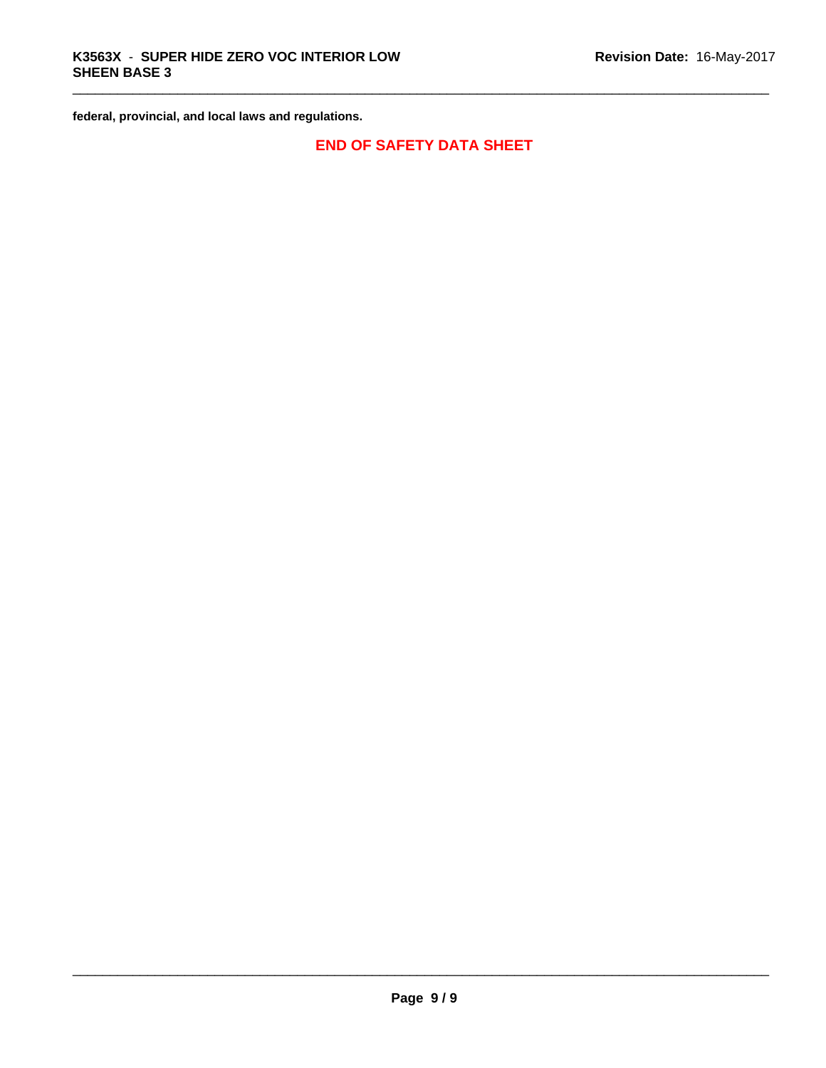**federal, provincial, and local laws and regulations.**

## END OF SAFETY DATA SHEET